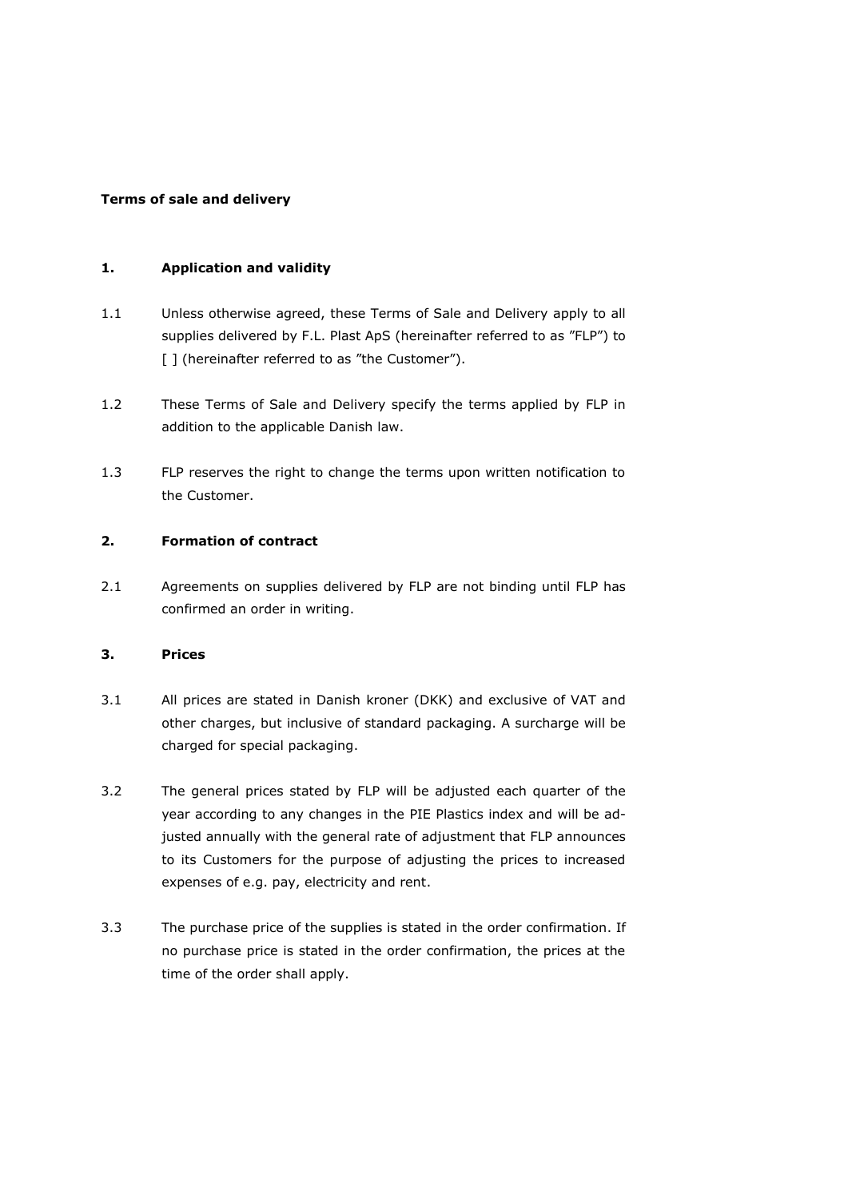**Terms of sale and delivery**

## 1. Application and validity

1.1 Unless otherwise agreed, these Terms of Sale and Delivery apply to all supplies delivered by F.L. Plast ApS (hereinafter referred to as "FLP") to [ ] (hereinafter referred to as "the Customer").

1.2 These Terms of Sale and Delivery specify the terms applied by FLP in addition to the applicable Danish law.

1.3 FLP reserves the right to change the terms upon written notification to the Customer.

## 2. Formation of contract

2.1 Agreements on supplies delivered by FLP are not binding until FLP has confirmed an order in writing.

## 3. Prices

3.1 All prices are stated in Danish kroner (DKK) and exclusive of VAT and other charges, but inclusive of standard packaging. A surcharge will be charged for special packaging.

3.2 The general prices stated by FLP will be adjusted each quarter of the year according to any changes in the PIE Plastics index and will be adjusted annually with the general rate of adjustment that FLP announces to its Customers for the purpose of adjusting the prices to increased expenses of e.g. pay, electricity and rent.

3.3 The purchase price of the supplies is stated in the order confirmation. If no purchase price is stated in the order confirmation, the prices at the time of the order shall apply.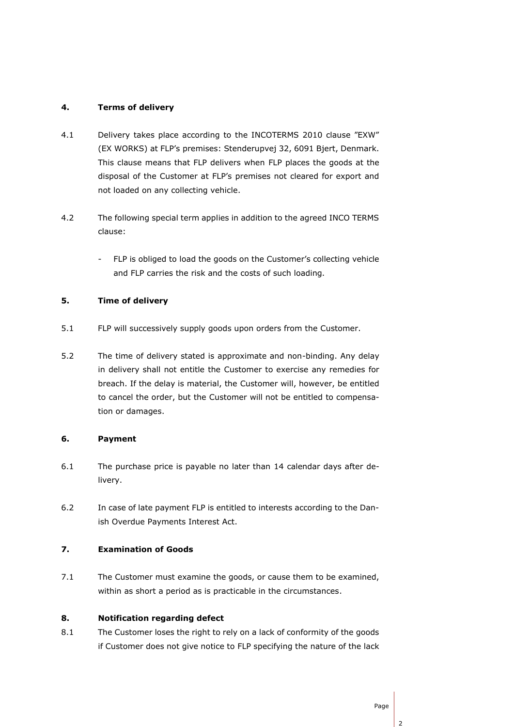## 4. Terms of delivery

4.1 Delivery takes place according to the INCOTERMS 2010 clause ”EXW” (EX WORKS) at FLP’s premises: Stenderupvej 32, 6091 Bjert, Denmark. This clause means that FLP delivers when FLP places the goods at the disposal of the Customer at FLP’s premises not cleared for export and not loaded on any collecting vehicle.

4.2 The following special term applies in addition to the agreed INCO TERMS clause:

- FLP is obliged to load the goods on the Customer’s collecting vehicle and FLP carries the risk and the costs of such loading.

## 5. Time of delivery

5.1 FLP will successively supply goods upon orders from the Customer.

5.2 The time of delivery stated is approximate and non-binding. Any delay in delivery shall not entitle the Customer to exercise any remedies for breach. If the delay is material, the Customer will, however, be entitled to cancel the order, but the Customer will not be entitled to compensation or damages.

## 6. Payment

6.1 The purchase price is payable no later than 14 calendar days after delivery.

6.2 In case of late payment FLP is entitled to interests according to the Danish Overdue Payments Interest Act.

## 7. Examination of Goods

7.1 The Customer must examine the goods, or cause them to be examined, within as short a period as is practicable in the circumstances.

## 8. Notification regarding defect

8.1 The Customer loses the right to rely on a lack of conformity of the goods if Customer does not give notice to FLP specifying the nature of the lack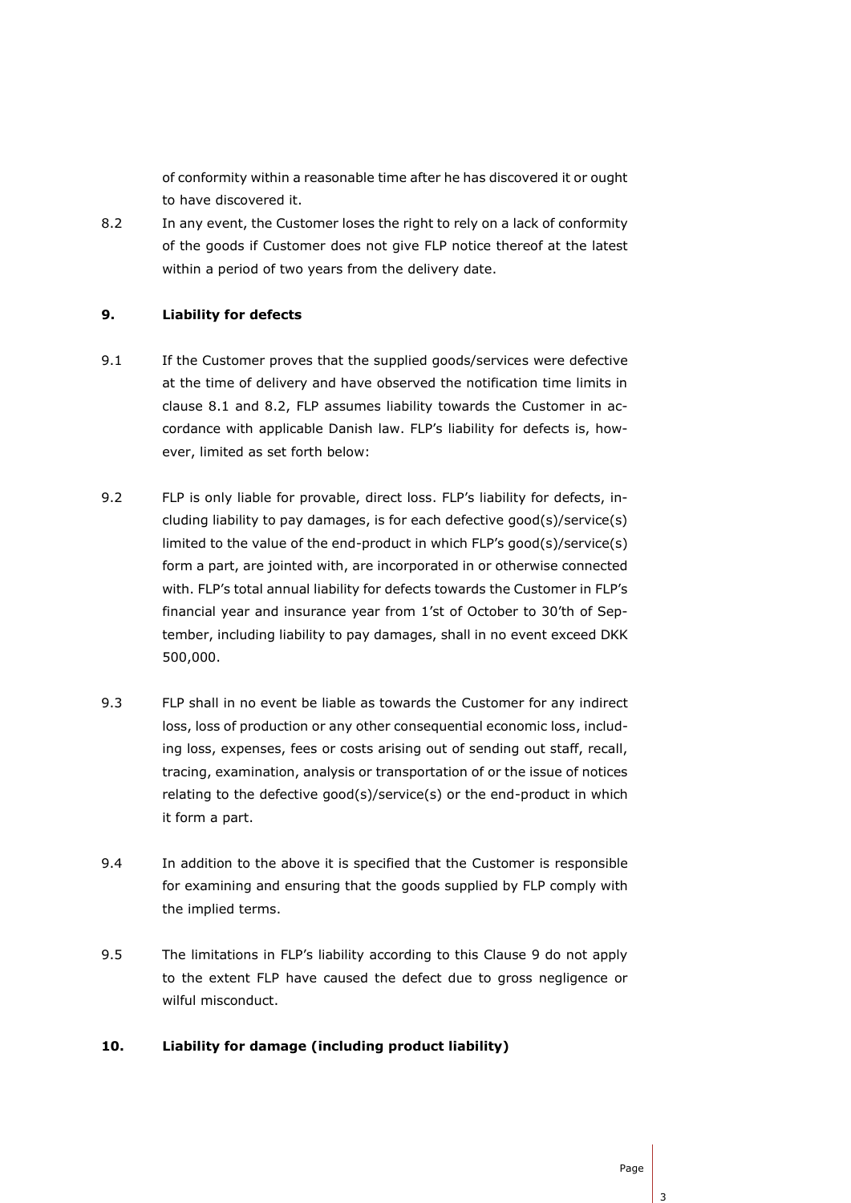of conformity within a reasonable time after he has discovered it or ought to have discovered it.

8.2 In any event, the Customer loses the right to rely on a lack of conformity of the goods if Customer does not give FLP notice thereof at the latest within a period of two years from the delivery date.

## 9. Liability for defects

9.1 If the Customer proves that the supplied goods/services were defective at the time of delivery and have observed the notification time limits in clause 8.1 and 8.2, FLP assumes liability towards the Customer in accordance with applicable Danish law. FLP's liability for defects is, however, limited as set forth below:

9.2 FLP is only liable for provable, direct loss. FLP's liability for defects, including liability to pay damages, is for each defective good(s)/service(s) limited to the value of the end-product in which FLP's good(s)/service(s) form a part, are jointed with, are incorporated in or otherwise connected with. FLP's total annual liability for defects towards the Customer in FLP's financial year and insurance year from 1'st of October to 30'th of September, including liability to pay damages, shall in no event exceed DKK 500,000.

9.3 FLP shall in no event be liable as towards the Customer for any indirect loss, loss of production or any other consequential economic loss, including loss, expenses, fees or costs arising out of sending out staff, recall, tracing, examination, analysis or transportation of or the issue of notices relating to the defective good(s)/service(s) or the end-product in which it form a part.

9.4 In addition to the above it is specified that the Customer is responsible for examining and ensuring that the goods supplied by FLP comply with the implied terms.

9.5 The limitations in FLP's liability according to this Clause 9 do not apply to the extent FLP have caused the defect due to gross negligence or wilful misconduct.

## 10. Liability for damage (including product liability)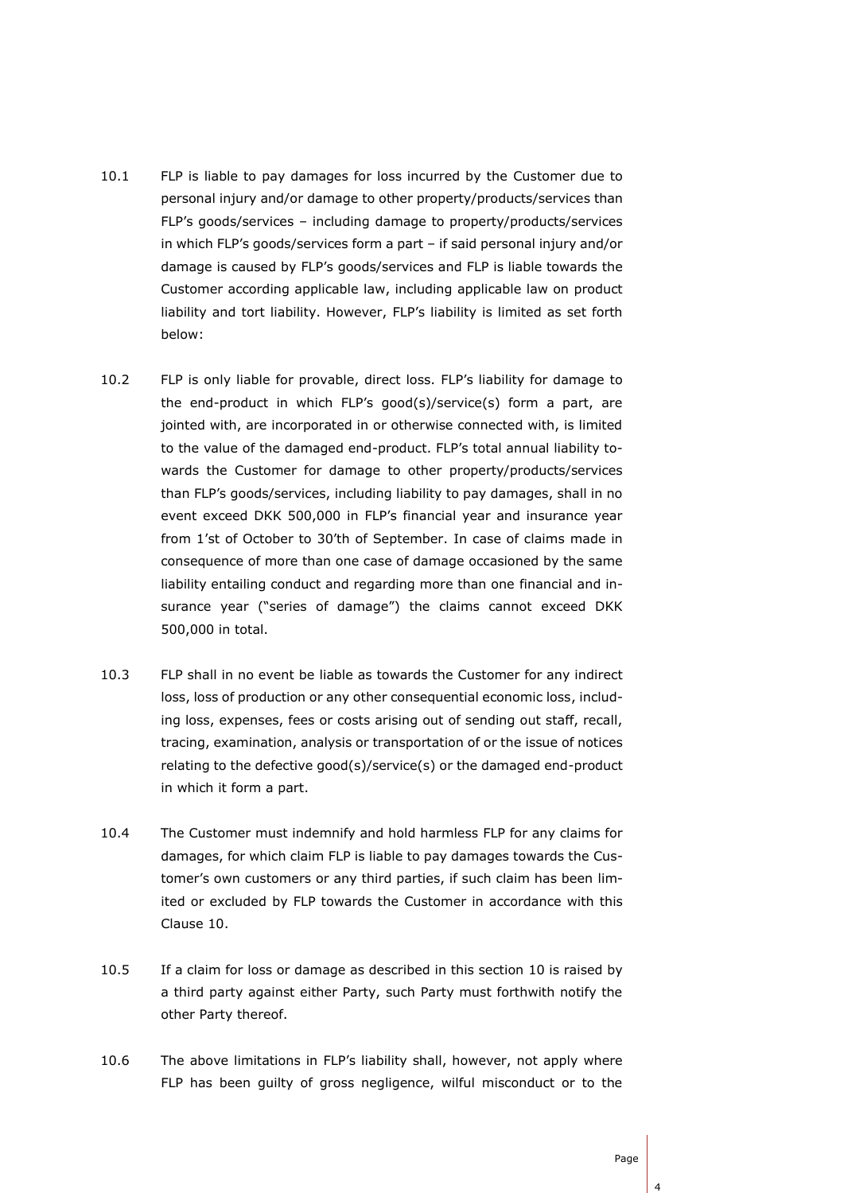10.1 FLP is liable to pay damages for loss incurred by the Customer due to personal injury and/or damage to other property/products/services than FLP's goods/services – including damage to property/products/services in which FLP's goods/services form a part – if said personal injury and/or damage is caused by FLP's goods/services and FLP is liable towards the Customer according applicable law, including applicable law on product liability and tort liability. However, FLP's liability is limited as set forth below:

10.2 FLP is only liable for provable, direct loss. FLP's liability for damage to the end-product in which FLP's good(s)/service(s) form a part, are jointed with, are incorporated in or otherwise connected with, is limited to the value of the damaged end-product. FLP's total annual liability towards the Customer for damage to other property/products/services than FLP's goods/services, including liability to pay damages, shall in no event exceed DKK 500,000 in FLP's financial year and insurance year from 1'st of October to 30'th of September. In case of claims made in consequence of more than one case of damage occasioned by the same liability entailing conduct and regarding more than one financial and insurance year ("series of damage") the claims cannot exceed DKK 500,000 in total.

10.3 FLP shall in no event be liable as towards the Customer for any indirect loss, loss of production or any other consequential economic loss, including loss, expenses, fees or costs arising out of sending out staff, recall, tracing, examination, analysis or transportation of or the issue of notices relating to the defective good(s)/service(s) or the damaged end-product in which it form a part.

10.4 The Customer must indemnify and hold harmless FLP for any claims for damages, for which claim FLP is liable to pay damages towards the Customer's own customers or any third parties, if such claim has been limited or excluded by FLP towards the Customer in accordance with this Clause 10.

10.5 If a claim for loss or damage as described in this section 10 is raised by a third party against either Party, such Party must forthwith notify the other Party thereof.

10.6 The above limitations in FLP's liability shall, however, not apply where FLP has been guilty of gross negligence, wilful misconduct or to the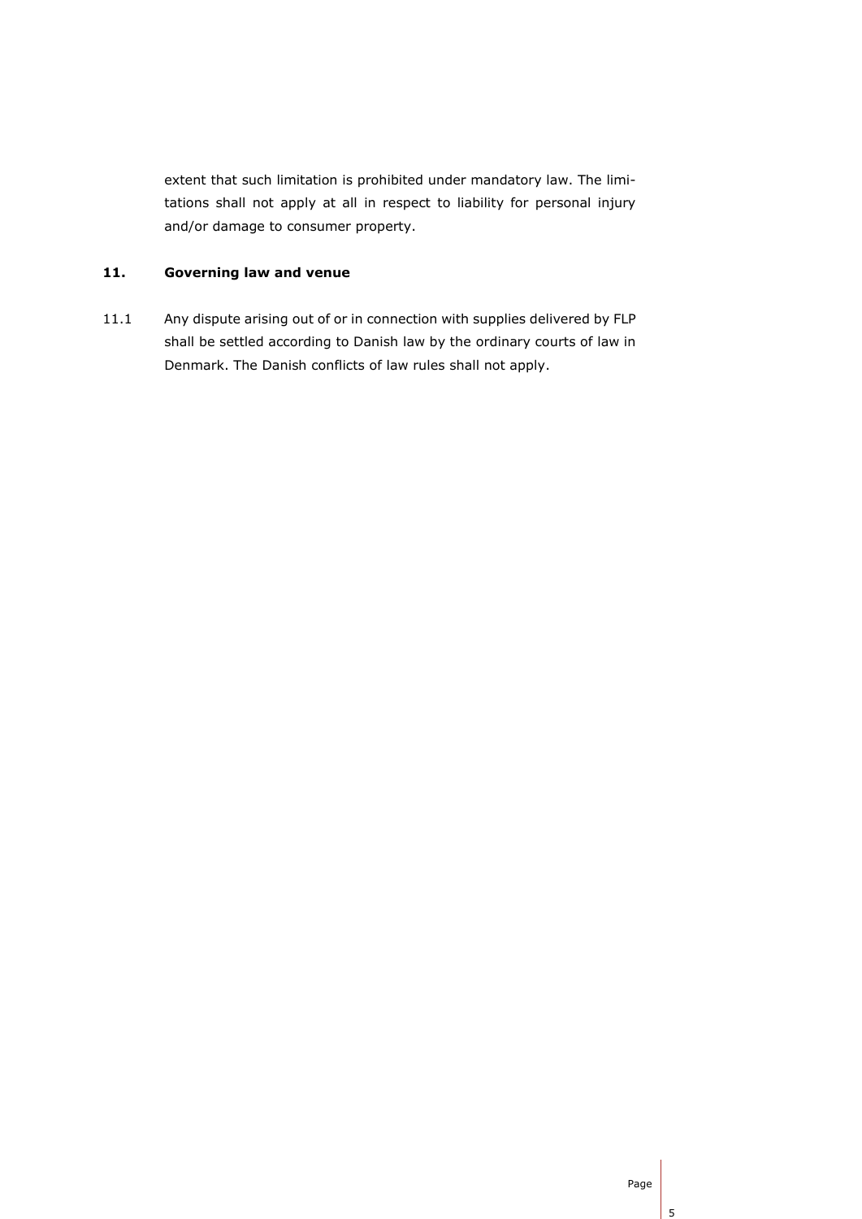extent that such limitation is prohibited under mandatory law. The limitations shall not apply at all in respect to liability for personal injury and/or damage to consumer property.

## 11. Governing law and venue

11.1 Any dispute arising out of or in connection with supplies delivered by FLP shall be settled according to Danish law by the ordinary courts of law in Denmark. The Danish conflicts of law rules shall not apply.